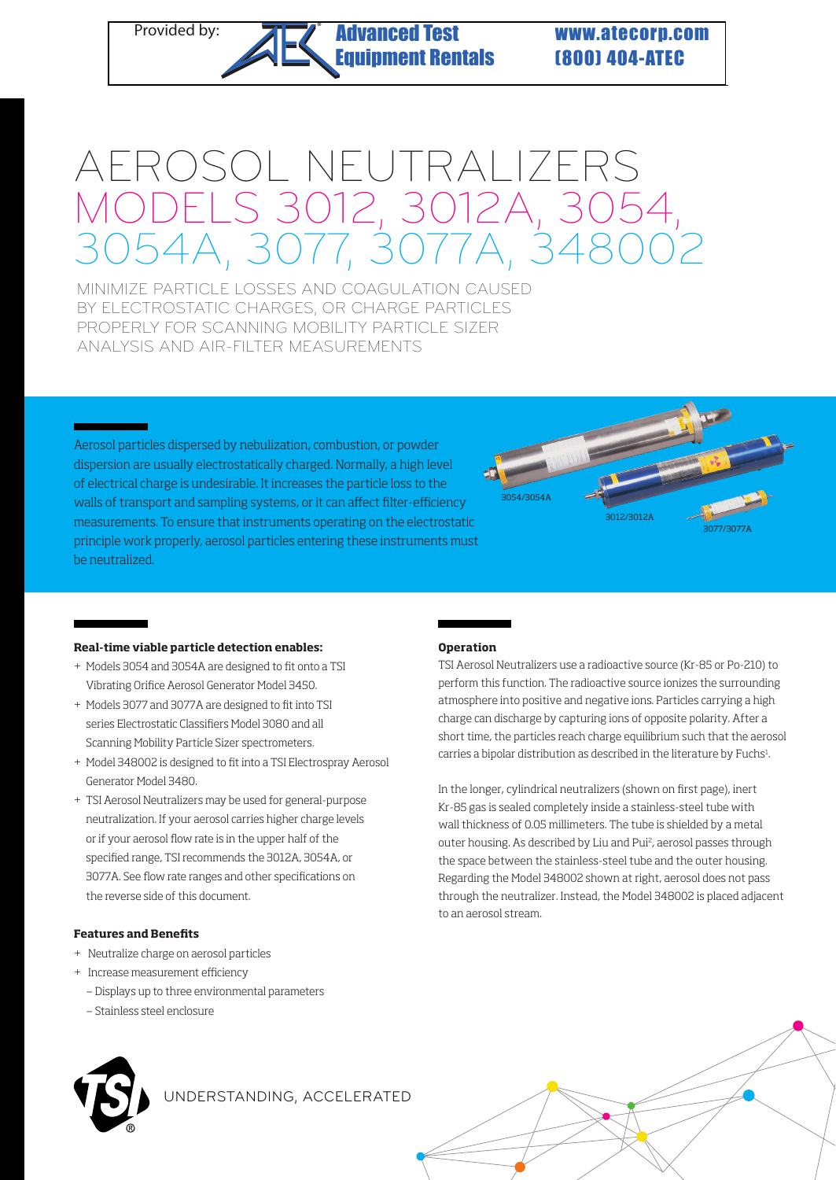Provided by: Advanced Test Equipment Rentals www.atecorp.com (800) 404-ATEC

# AEROSOL NEUTRALIZERS
## MODELS 3012, 3012A, 3054, 3054A, 3077, 3077A, 348002

MINIMIZE PARTICLE LOSSES AND COAGULATION CAUSED BY ELECTROSTATIC CHARGES, OR CHARGE PARTICLES PROPERLY FOR SCANNING MOBILITY PARTICLE SIZER ANALYSIS AND AIR-FILTER MEASUREMENTS

Aerosol particles dispersed by nebulization, combustion, or powder dispersion are usually electrostatically charged. Normally, a high level of electrical charge is undesirable. It increases the particle loss to the walls of transport and sampling systems, or it can affect filter-efficiency measurements. To ensure that instruments operating on the electrostatic principle work properly, aerosol particles entering these instruments must be neutralized.

3054/3054A

3012/3012A

3077/3077A

**Real-time viable particle detection enables:**

+ Models 3054 and 3054A are designed to fit onto a TSI Vibrating Orifice Aerosol Generator Model 3450.
+ Models 3077 and 3077A are designed to fit into TSI series Electrostatic Classifiers Model 3080 and all Scanning Mobility Particle Sizer spectrometers.
+ Model 348002 is designed to fit into a TSI Electrospray Aerosol Generator Model 3480.
+ TSI Aerosol Neutralizers may be used for general-purpose neutralization. If your aerosol carries higher charge levels or if your aerosol flow rate is in the upper half of the specified range, TSI recommends the 3012A, 3054A, or 3077A. See flow rate ranges and other specifications on the reverse side of this document.

**Features and Benefits**

+ Neutralize charge on aerosol particles
+ Increase measurement efficiency
  – Displays up to three environmental parameters
  – Stainless steel enclosure

**Operation**

TSI Aerosol Neutralizers use a radioactive source (Kr-85 or Po-210) to perform this function. The radioactive source ionizes the surrounding atmosphere into positive and negative ions. Particles carrying a high charge can discharge by capturing ions of opposite polarity. After a short time, the particles reach charge equilibrium such that the aerosol carries a bipolar distribution as described in the literature by Fuchs[1].

In the longer, cylindrical neutralizers (shown on first page), inert Kr-85 gas is sealed completely inside a stainless-steel tube with wall thickness of 0.05 millimeters. The tube is shielded by a metal outer housing. As described by Liu and Pui[2], aerosol passes through the space between the stainless-steel tube and the outer housing. Regarding the Model 348002 shown at right, aerosol does not pass through the neutralizer. Instead, the Model 348002 is placed adjacent to an aerosol stream.

UNDERSTANDING, ACCELERATED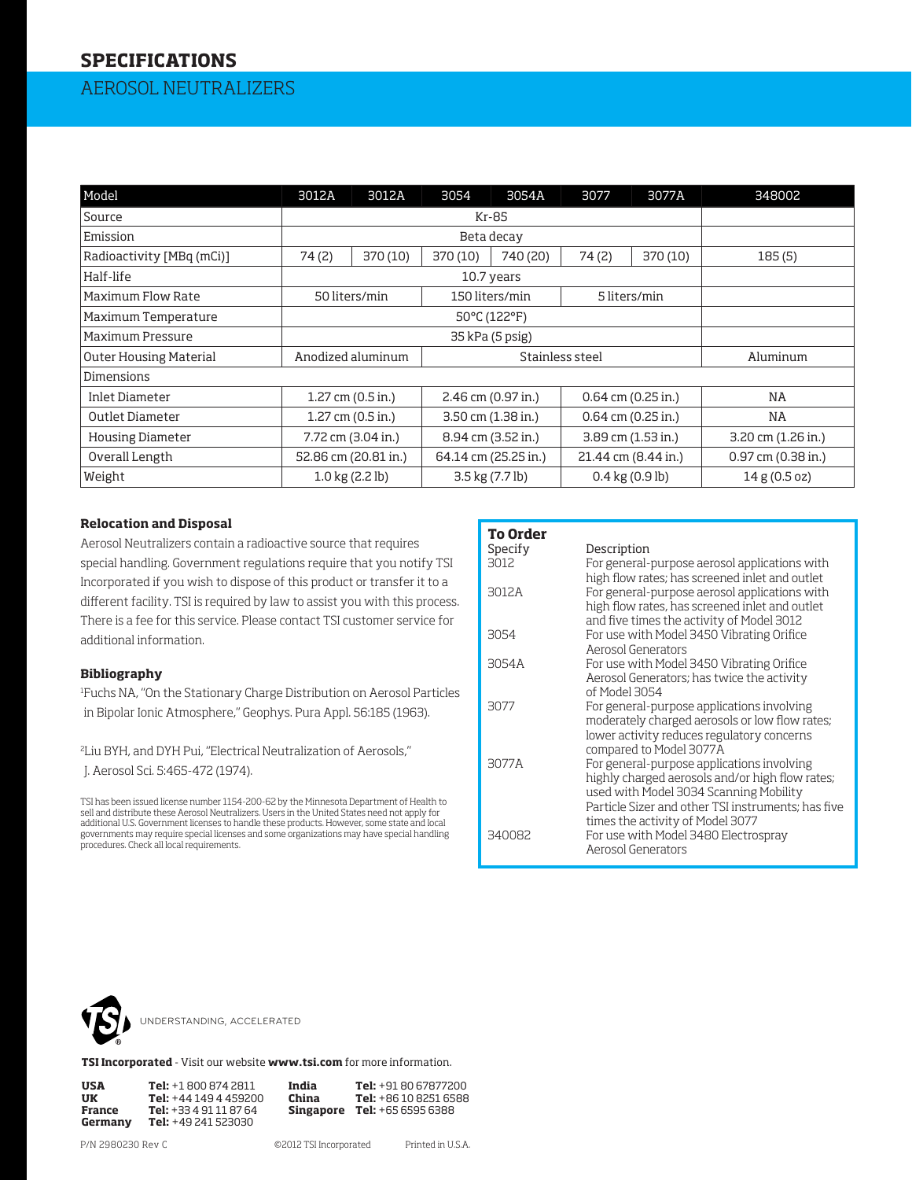# SPECIFICATIONS

## AEROSOL NEUTRALIZERS

| Model | 3012A | 3012A | 3054 | 3054A | 3077 | 3077A | 348002 |
|---|---|---|---|---|---|---|---|
| Source | Kr-85 | | | | | | |
| Emission | Beta decay | | | | | | |
| Radioactivity [MBq (mCi)] | 74 (2) | 370 (10) | 370 (10) | 740 (20) | 74 (2) | 370 (10) | 185 (5) |
| Half-life | 10.7 years | | | | | | |
| Maximum Flow Rate | 50 liters/min | | 150 liters/min | | 5 liters/min | | |
| Maximum Temperature | 50°C (122°F) | | | | | | |
| Maximum Pressure | 35 kPa (5 psig) | | | | | | |
| Outer Housing Material | Anodized aluminum | | Stainless steel | | | | Aluminum |
| Dimensions | | | | | | | |
| Inlet Diameter | 1.27 cm (0.5 in.) | | 2.46 cm (0.97 in.) | | 0.64 cm (0.25 in.) | | NA |
| Outlet Diameter | 1.27 cm (0.5 in.) | | 3.50 cm (1.38 in.) | | 0.64 cm (0.25 in.) | | NA |
| Housing Diameter | 7.72 cm (3.04 in.) | | 8.94 cm (3.52 in.) | | 3.89 cm (1.53 in.) | | 3.20 cm (1.26 in.) |
| Overall Length | 52.86 cm (20.81 in.) | | 64.14 cm (25.25 in.) | | 21.44 cm (8.44 in.) | | 0.97 cm (0.38 in.) |
| Weight | 1.0 kg (2.2 lb) | | 3.5 kg (7.7 lb) | | 0.4 kg (0.9 lb) | | 14 g (0.5 oz) |

### Relocation and Disposal

Aerosol Neutralizers contain a radioactive source that requires special handling. Government regulations require that you notify TSI Incorporated if you wish to dispose of this product or transfer it to a different facility. TSI is required by law to assist you with this process. There is a fee for this service. Please contact TSI customer service for additional information.

### Bibliography

[1]Fuchs NA, "On the Stationary Charge Distribution on Aerosol Particles in Bipolar Ionic Atmosphere," Geophys. Pura Appl. 56:185 (1963).

[2]Liu BYH, and DYH Pui, "Electrical Neutralization of Aerosols," J. Aerosol Sci. 5:465-472 (1974).

TSI has been issued license number 1154-200-62 by the Minnesota Department of Health to sell and distribute these Aerosol Neutralizers. Users in the United States need not apply for additional U.S. Government licenses to handle these products. However, some state and local governments may require special licenses and some organizations may have special handling procedures. Check all local requirements.

### To Order

| Specify | Description |
|---|---|
| 3012 | For general-purpose aerosol applications with high flow rates; has screened inlet and outlet |
| 3012A | For general-purpose aerosol applications with high flow rates, has screened inlet and outlet and five times the activity of Model 3012 |
| 3054 | For use with Model 3450 Vibrating Orifice Aerosol Generators |
| 3054A | For use with Model 3450 Vibrating Orifice Aerosol Generators; has twice the activity of Model 3054 |
| 3077 | For general-purpose applications involving moderately charged aerosols or low flow rates; lower activity reduces regulatory concerns compared to Model 3077A |
| 3077A | For general-purpose applications involving highly charged aerosols and/or high flow rates; used with Model 3034 Scanning Mobility Particle Sizer and other TSI instruments; has five times the activity of Model 3077 |
| 340082 | For use with Model 3480 Electrospray Aerosol Generators |

UNDERSTANDING, ACCELERATED

**TSI Incorporated** - Visit our website **www.tsi.com** for more information.

| | | | |
|---|---|---|---|
| **USA** | **Tel:** +1 800 874 2811 | **India** | **Tel:** +91 80 67877200 |
| **UK** | **Tel:** +44 149 4 459200 | **China** | **Tel:** +86 10 8251 6588 |
| **France** | **Tel:** +33 4 91 11 87 64 | **Singapore** | **Tel:** +65 6595 6388 |
| **Germany** | **Tel:** +49 241 523030 | | |

P/N 2980230 Rev C ©2012 TSI Incorporated Printed in U.S.A.